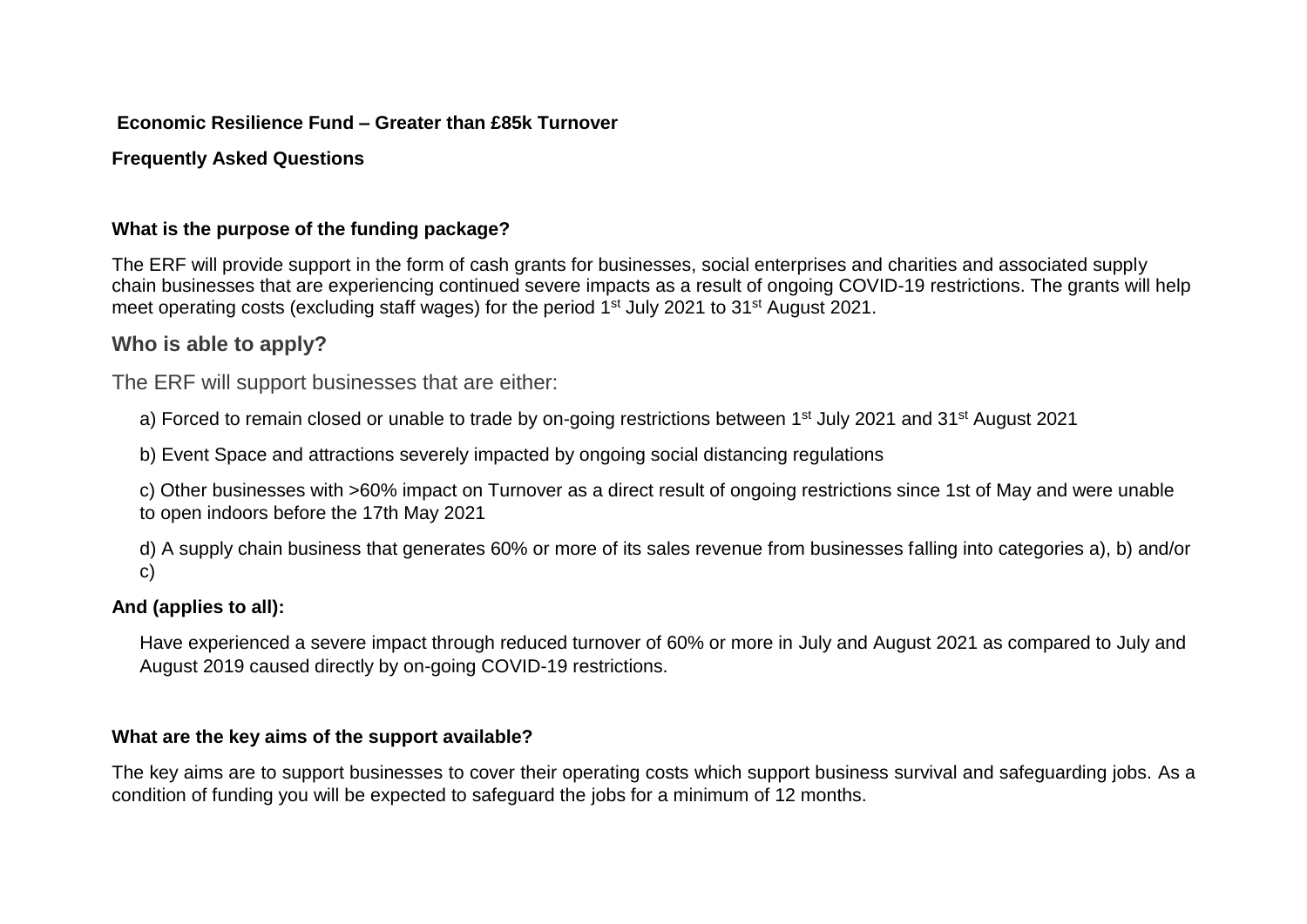**Economic Resilience Fund – Greater than £85k Turnover**

**Frequently Asked Questions**

**What is the purpose of the funding package?**

The ERF will provide support in the form of cash grants for businesses, social enterprises and charities and associated supply chain businesses that are experiencing continued severe impacts as a result of ongoing COVID-19 restrictions. The grants will help meet operating costs (excluding staff wages) for the period 1st July 2021 to 31st August 2021.

## Who is able to apply?

The ERF will support businesses that are either:

a) Forced to remain closed or unable to trade by on-going restrictions between 1st July 2021 and 31st August 2021

b) Event Space and attractions severely impacted by ongoing social distancing regulations

c) Other businesses with >60% impact on Turnover as a direct result of ongoing restrictions since 1st of May and were unable to open indoors before the 17th May 2021

d) A supply chain business that generates 60% or more of its sales revenue from businesses falling into categories a), b) and/or c)

**And (applies to all):**

Have experienced a severe impact through reduced turnover of 60% or more in July and August 2021 as compared to July and August 2019 caused directly by on-going COVID-19 restrictions.

**What are the key aims of the support available?**

The key aims are to support businesses to cover their operating costs which support business survival and safeguarding jobs. As a condition of funding you will be expected to safeguard the jobs for a minimum of 12 months.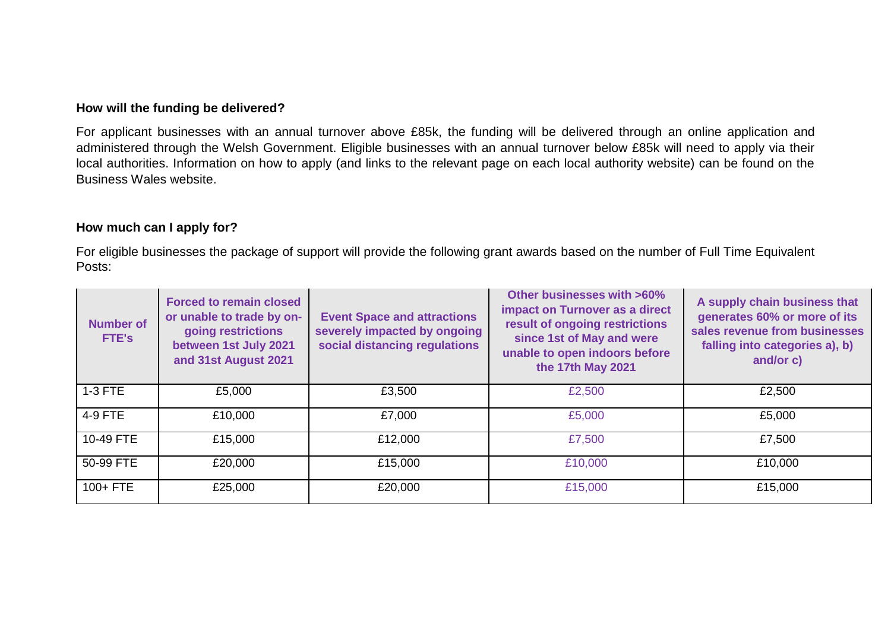**How will the funding be delivered?**

For applicant businesses with an annual turnover above £85k, the funding will be delivered through an online application and administered through the Welsh Government. Eligible businesses with an annual turnover below £85k will need to apply via their local authorities. Information on how to apply (and links to the relevant page on each local authority website) can be found on the Business Wales website.

**How much can I apply for?**

For eligible businesses the package of support will provide the following grant awards based on the number of Full Time Equivalent Posts:

| Number of FTE's | Forced to remain closed or unable to trade by on-going restrictions between 1st July 2021 and 31st August 2021 | Event Space and attractions severely impacted by ongoing social distancing regulations | Other businesses with >60% impact on Turnover as a direct result of ongoing restrictions since 1st of May and were unable to open indoors before the 17th May 2021 | A supply chain business that generates 60% or more of its sales revenue from businesses falling into categories a), b) and/or c) |
|---|---|---|---|---|
| 1-3 FTE | £5,000 | £3,500 | £2,500 | £2,500 |
| 4-9 FTE | £10,000 | £7,000 | £5,000 | £5,000 |
| 10-49 FTE | £15,000 | £12,000 | £7,500 | £7,500 |
| 50-99 FTE | £20,000 | £15,000 | £10,000 | £10,000 |
| 100+ FTE | £25,000 | £20,000 | £15,000 | £15,000 |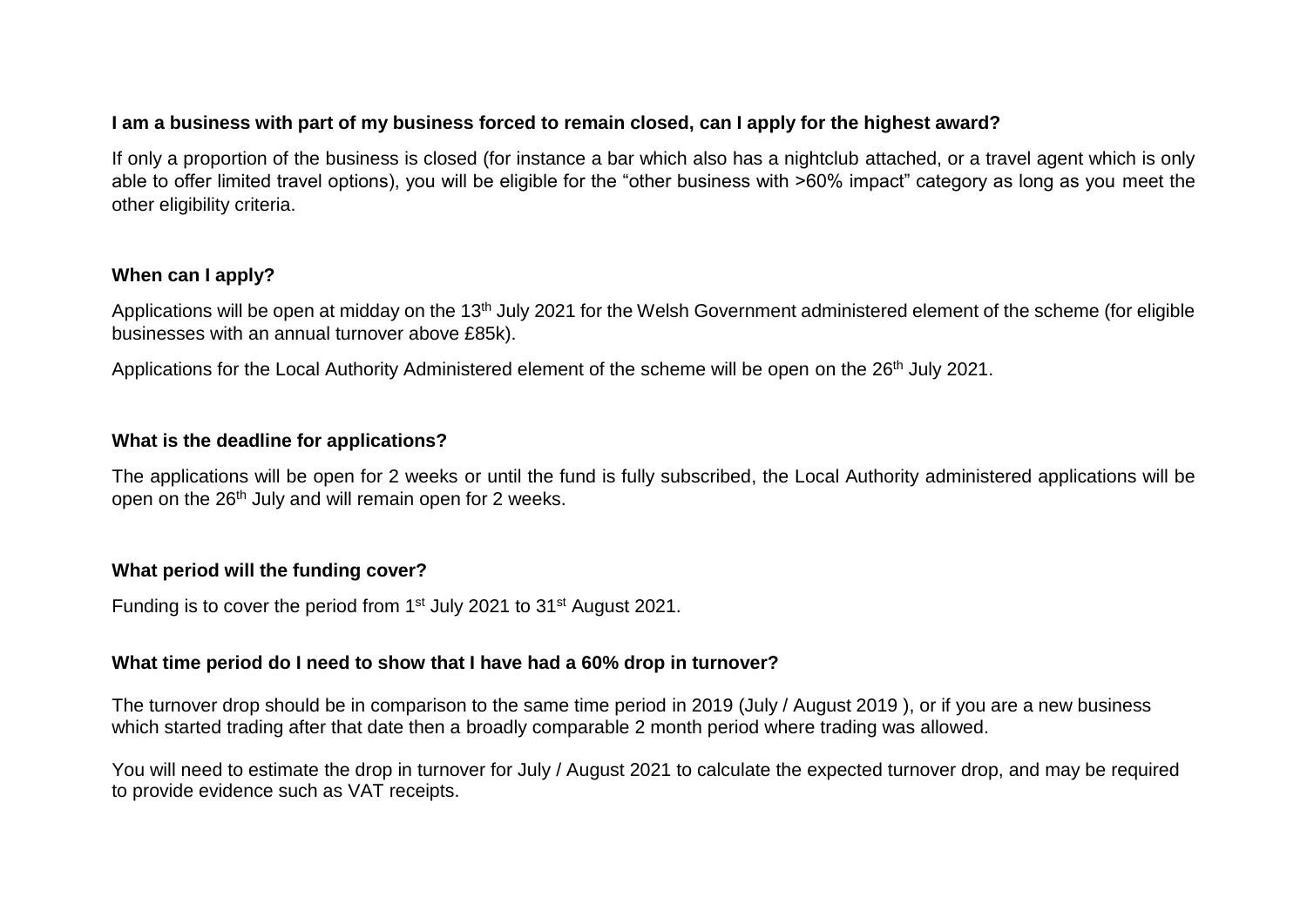**I am a business with part of my business forced to remain closed, can I apply for the highest award?**

If only a proportion of the business is closed (for instance a bar which also has a nightclub attached, or a travel agent which is only able to offer limited travel options), you will be eligible for the "other business with >60% impact" category as long as you meet the other eligibility criteria.

**When can I apply?**

Applications will be open at midday on the 13th July 2021 for the Welsh Government administered element of the scheme (for eligible businesses with an annual turnover above £85k).

Applications for the Local Authority Administered element of the scheme will be open on the 26th July 2021.

**What is the deadline for applications?**

The applications will be open for 2 weeks or until the fund is fully subscribed, the Local Authority administered applications will be open on the 26th July and will remain open for 2 weeks.

**What period will the funding cover?**

Funding is to cover the period from 1st July 2021 to 31st August 2021.

**What time period do I need to show that I have had a 60% drop in turnover?**

The turnover drop should be in comparison to the same time period in 2019 (July / August 2019 ), or if you are a new business which started trading after that date then a broadly comparable 2 month period where trading was allowed.

You will need to estimate the drop in turnover for July / August 2021 to calculate the expected turnover drop, and may be required to provide evidence such as VAT receipts.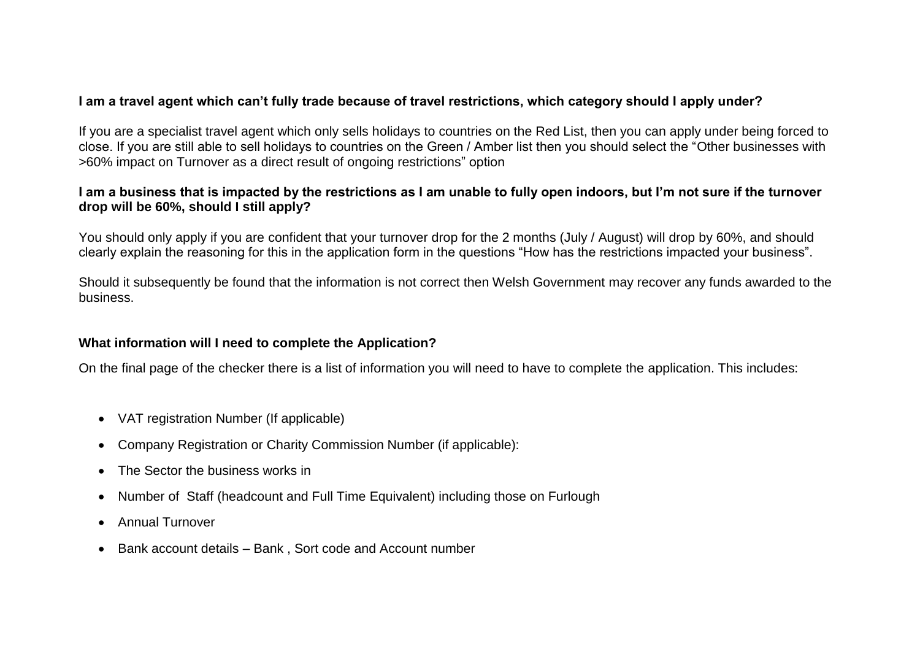**I am a travel agent which can't fully trade because of travel restrictions, which category should I apply under?**

If you are a specialist travel agent which only sells holidays to countries on the Red List, then you can apply under being forced to close. If you are still able to sell holidays to countries on the Green / Amber list then you should select the "Other businesses with >60% impact on Turnover as a direct result of ongoing restrictions" option

**I am a business that is impacted by the restrictions as I am unable to fully open indoors, but I'm not sure if the turnover drop will be 60%, should I still apply?**

You should only apply if you are confident that your turnover drop for the 2 months (July / August) will drop by 60%, and should clearly explain the reasoning for this in the application form in the questions "How has the restrictions impacted your business".

Should it subsequently be found that the information is not correct then Welsh Government may recover any funds awarded to the business.

**What information will I need to complete the Application?**

On the final page of the checker there is a list of information you will need to have to complete the application. This includes:

- VAT registration Number (If applicable)
- Company Registration or Charity Commission Number (if applicable):
- The Sector the business works in
- Number of Staff (headcount and Full Time Equivalent) including those on Furlough
- Annual Turnover
- Bank account details – Bank , Sort code and Account number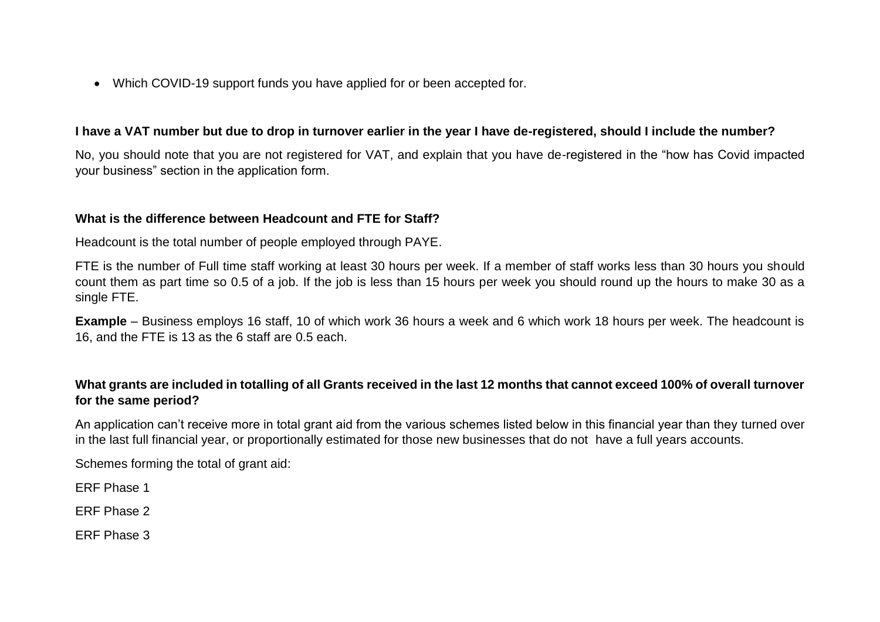- Which COVID-19 support funds you have applied for or been accepted for.

**I have a VAT number but due to drop in turnover earlier in the year I have de-registered, should I include the number?**

No, you should note that you are not registered for VAT, and explain that you have de-registered in the “how has Covid impacted your business” section in the application form.

**What is the difference between Headcount and FTE for Staff?**

Headcount is the total number of people employed through PAYE.

FTE is the number of Full time staff working at least 30 hours per week. If a member of staff works less than 30 hours you should count them as part time so 0.5 of a job. If the job is less than 15 hours per week you should round up the hours to make 30 as a single FTE.

**Example** – Business employs 16 staff, 10 of which work 36 hours a week and 6 which work 18 hours per week. The headcount is 16, and the FTE is 13 as the 6 staff are 0.5 each.

**What grants are included in totalling of all Grants received in the last 12 months that cannot exceed 100% of overall turnover for the same period?**

An application can’t receive more in total grant aid from the various schemes listed below in this financial year than they turned over in the last full financial year, or proportionally estimated for those new businesses that do not have a full years accounts.

Schemes forming the total of grant aid:

ERF Phase 1

ERF Phase 2

ERF Phase 3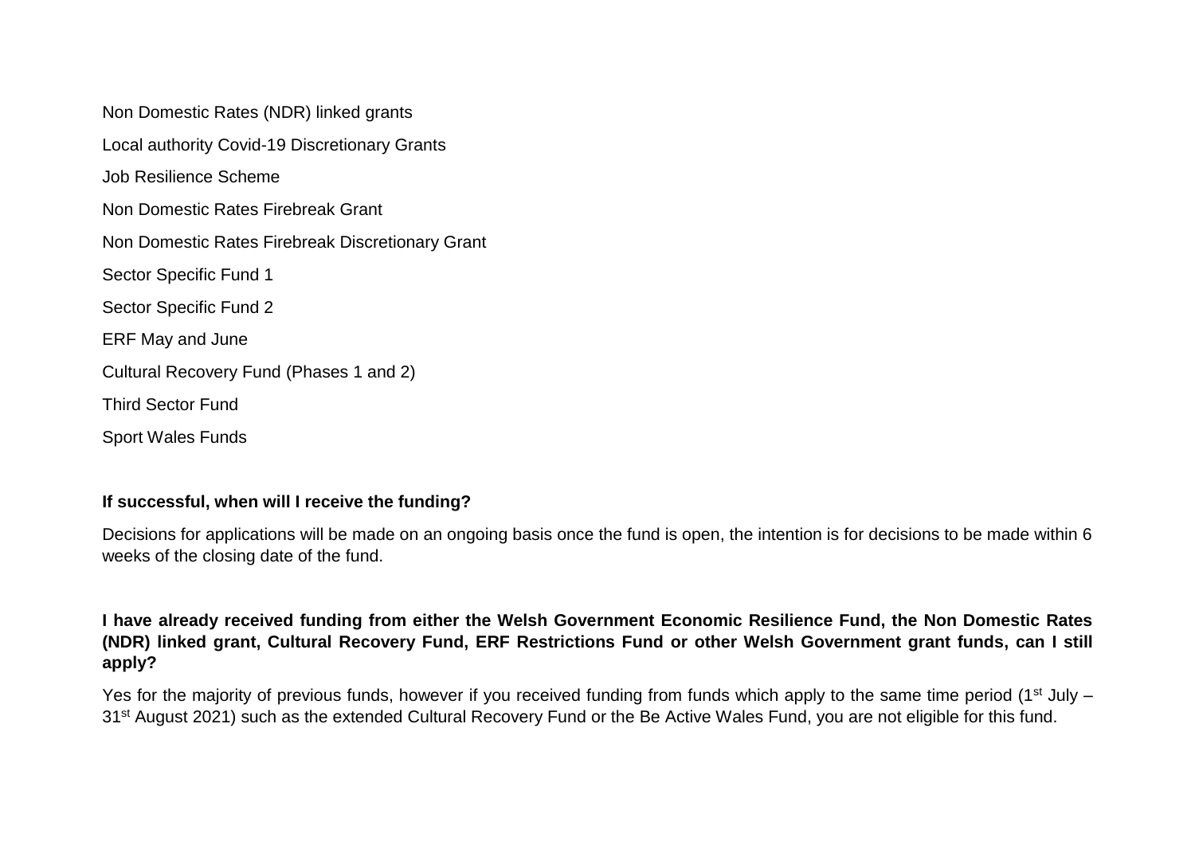Non Domestic Rates (NDR) linked grants

Local authority Covid-19 Discretionary Grants

Job Resilience Scheme

Non Domestic Rates Firebreak Grant

Non Domestic Rates Firebreak Discretionary Grant

Sector Specific Fund 1

Sector Specific Fund 2

ERF May and June

Cultural Recovery Fund (Phases 1 and 2)

Third Sector Fund

Sport Wales Funds

**If successful, when will I receive the funding?**

Decisions for applications will be made on an ongoing basis once the fund is open, the intention is for decisions to be made within 6 weeks of the closing date of the fund.

**I have already received funding from either the Welsh Government Economic Resilience Fund, the Non Domestic Rates (NDR) linked grant, Cultural Recovery Fund, ERF Restrictions Fund or other Welsh Government grant funds, can I still apply?**

Yes for the majority of previous funds, however if you received funding from funds which apply to the same time period (1st July – 31st August 2021) such as the extended Cultural Recovery Fund or the Be Active Wales Fund, you are not eligible for this fund.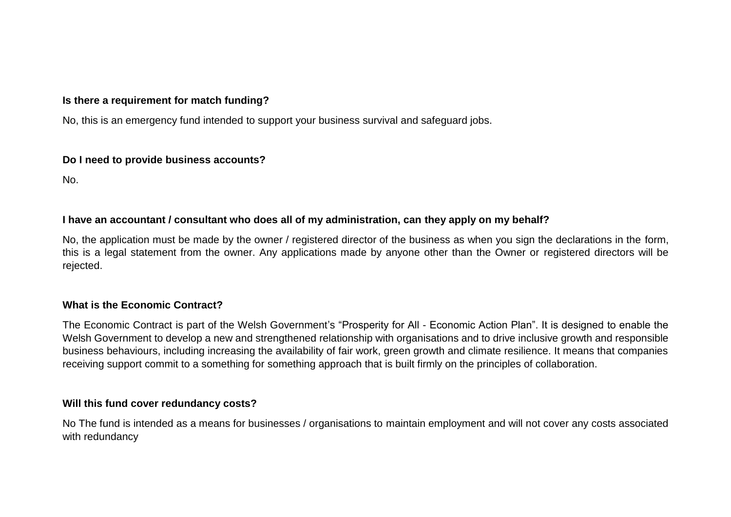**Is there a requirement for match funding?**

No, this is an emergency fund intended to support your business survival and safeguard jobs.

**Do I need to provide business accounts?**

No.

**I have an accountant / consultant who does all of my administration, can they apply on my behalf?**

No, the application must be made by the owner / registered director of the business as when you sign the declarations in the form, this is a legal statement from the owner. Any applications made by anyone other than the Owner or registered directors will be rejected.

**What is the Economic Contract?**

The Economic Contract is part of the Welsh Government's "Prosperity for All - Economic Action Plan". It is designed to enable the Welsh Government to develop a new and strengthened relationship with organisations and to drive inclusive growth and responsible business behaviours, including increasing the availability of fair work, green growth and climate resilience. It means that companies receiving support commit to a something for something approach that is built firmly on the principles of collaboration.

**Will this fund cover redundancy costs?**

No The fund is intended as a means for businesses / organisations to maintain employment and will not cover any costs associated with redundancy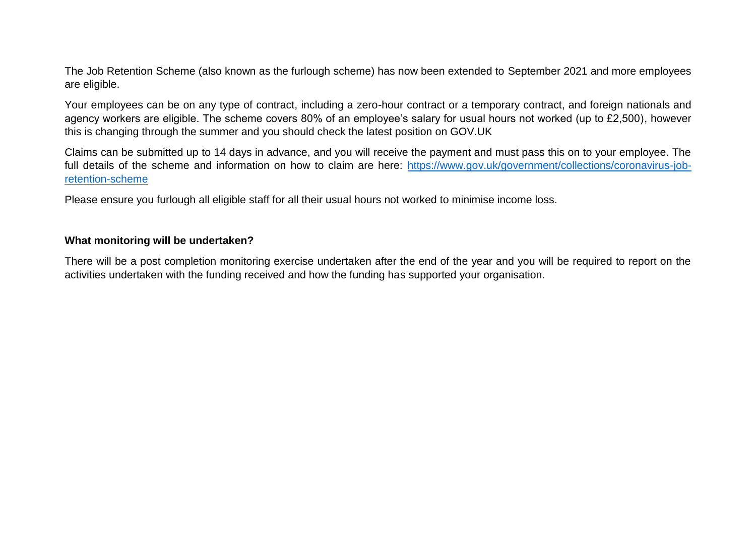The Job Retention Scheme (also known as the furlough scheme) has now been extended to September 2021 and more employees are eligible.

Your employees can be on any type of contract, including a zero-hour contract or a temporary contract, and foreign nationals and agency workers are eligible. The scheme covers 80% of an employee's salary for usual hours not worked (up to £2,500), however this is changing through the summer and you should check the latest position on GOV.UK

Claims can be submitted up to 14 days in advance, and you will receive the payment and must pass this on to your employee. The full details of the scheme and information on how to claim are here: https://www.gov.uk/government/collections/coronavirus-job-retention-scheme

Please ensure you furlough all eligible staff for all their usual hours not worked to minimise income loss.

**What monitoring will be undertaken?**

There will be a post completion monitoring exercise undertaken after the end of the year and you will be required to report on the activities undertaken with the funding received and how the funding has supported your organisation.